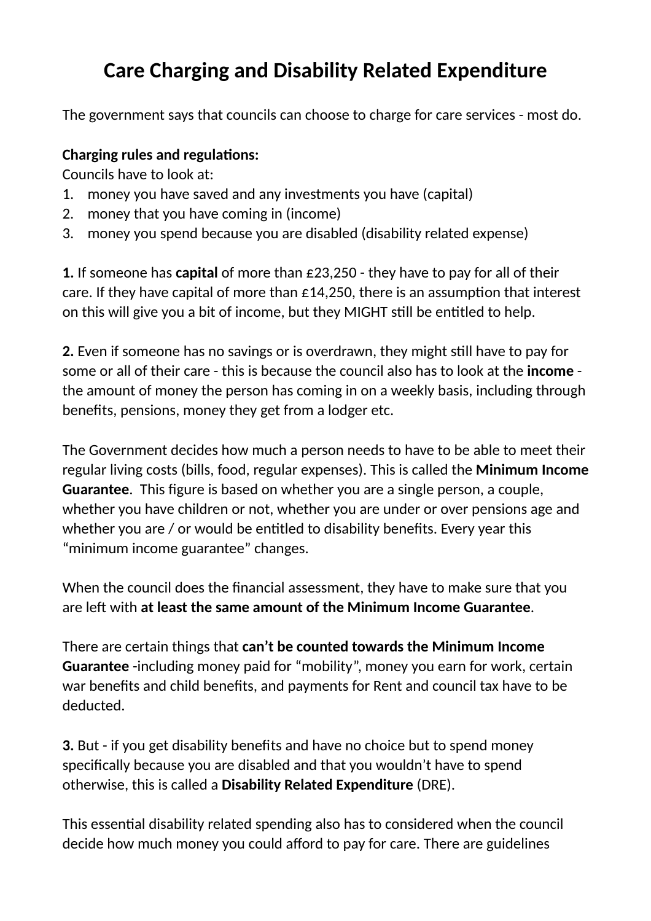# Care Charging and Disability Related Expenditure

The government says that councils can choose to charge for care services - most do.

**Charging rules and regulations:**
Councils have to look at:

1. money you have saved and any investments you have (capital)
2. money that you have coming in (income)
3. money you spend because you are disabled (disability related expense)

**1.** If someone has **capital** of more than £23,250 - they have to pay for all of their care. If they have capital of more than £14,250, there is an assumption that interest on this will give you a bit of income, but they MIGHT still be entitled to help.

**2.** Even if someone has no savings or is overdrawn, they might still have to pay for some or all of their care - this is because the council also has to look at the **income** - the amount of money the person has coming in on a weekly basis, including through benefits, pensions, money they get from a lodger etc.

The Government decides how much a person needs to have to be able to meet their regular living costs (bills, food, regular expenses). This is called the **Minimum Income Guarantee**. This figure is based on whether you are a single person, a couple, whether you have children or not, whether you are under or over pensions age and whether you are / or would be entitled to disability benefits. Every year this "minimum income guarantee" changes.

When the council does the financial assessment, they have to make sure that you are left with **at least the same amount of the Minimum Income Guarantee**.

There are certain things that **can't be counted towards the Minimum Income Guarantee** -including money paid for "mobility", money you earn for work, certain war benefits and child benefits, and payments for Rent and council tax have to be deducted.

**3.** But - if you get disability benefits and have no choice but to spend money specifically because you are disabled and that you wouldn't have to spend otherwise, this is called a **Disability Related Expenditure** (DRE).

This essential disability related spending also has to considered when the council decide how much money you could afford to pay for care. There are guidelines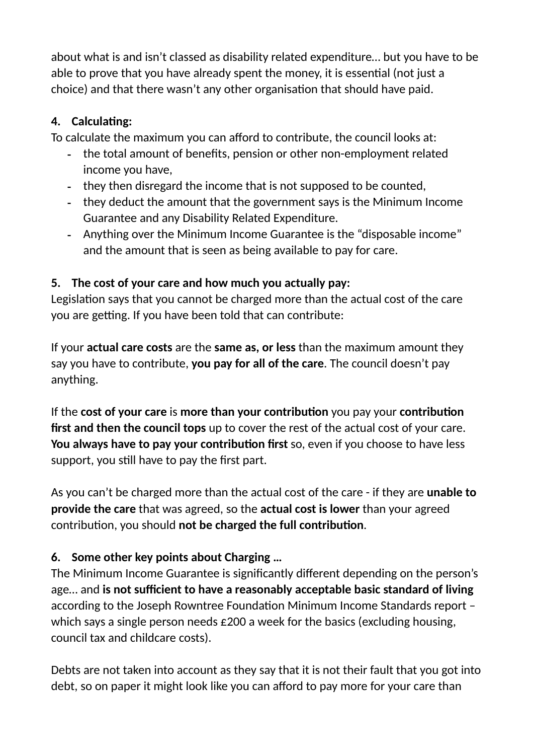about what is and isn't classed as disability related expenditure… but you have to be able to prove that you have already spent the money, it is essential (not just a choice) and that there wasn't any other organisation that should have paid.

**4. Calculating:**

To calculate the maximum you can afford to contribute, the council looks at:

- the total amount of benefits, pension or other non-employment related income you have,
- they then disregard the income that is not supposed to be counted,
- they deduct the amount that the government says is the Minimum Income Guarantee and any Disability Related Expenditure.
- Anything over the Minimum Income Guarantee is the "disposable income" and the amount that is seen as being available to pay for care.

**5. The cost of your care and how much you actually pay:**

Legislation says that you cannot be charged more than the actual cost of the care you are getting. If you have been told that can contribute:

If your **actual care costs** are the **same as, or less** than the maximum amount they say you have to contribute, **you pay for all of the care**. The council doesn't pay anything.

If the **cost of your care** is **more than your contribution** you pay your **contribution first and then the council tops** up to cover the rest of the actual cost of your care. **You always have to pay your contribution first** so, even if you choose to have less support, you still have to pay the first part.

As you can't be charged more than the actual cost of the care - if they are **unable to provide the care** that was agreed, so the **actual cost is lower** than your agreed contribution, you should **not be charged the full contribution**.

**6. Some other key points about Charging …**

The Minimum Income Guarantee is significantly different depending on the person's age… and **is not sufficient to have a reasonably acceptable basic standard of living** according to the Joseph Rowntree Foundation Minimum Income Standards report – which says a single person needs £200 a week for the basics (excluding housing, council tax and childcare costs).

Debts are not taken into account as they say that it is not their fault that you got into debt, so on paper it might look like you can afford to pay more for your care than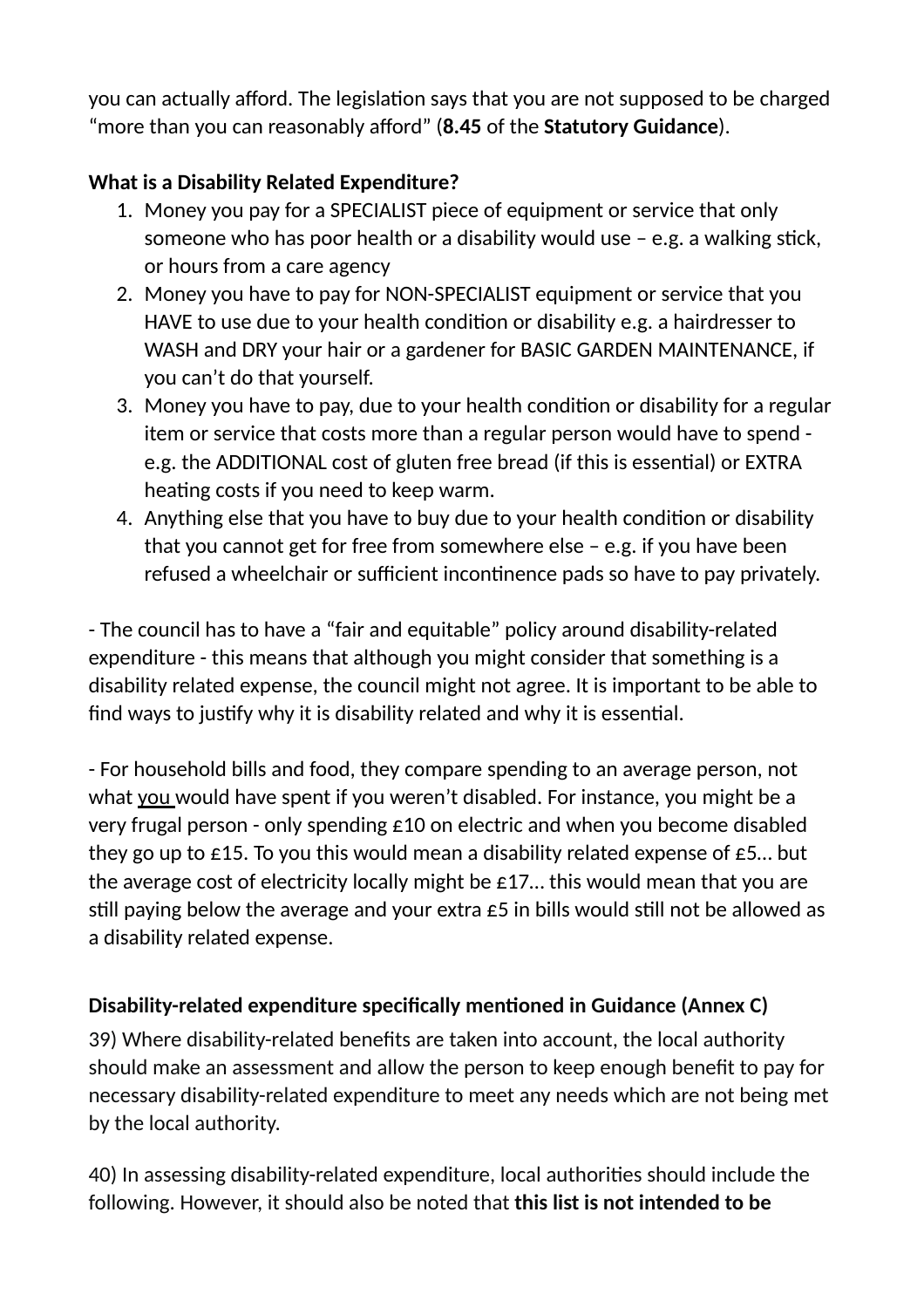you can actually afford. The legislation says that you are not supposed to be charged "more than you can reasonably afford" (**8.45** of the **Statutory Guidance**).

**What is a Disability Related Expenditure?**

1. Money you pay for a SPECIALIST piece of equipment or service that only someone who has poor health or a disability would use – e.g. a walking stick, or hours from a care agency
2. Money you have to pay for NON-SPECIALIST equipment or service that you HAVE to use due to your health condition or disability e.g. a hairdresser to WASH and DRY your hair or a gardener for BASIC GARDEN MAINTENANCE, if you can't do that yourself.
3. Money you have to pay, due to your health condition or disability for a regular item or service that costs more than a regular person would have to spend - e.g. the ADDITIONAL cost of gluten free bread (if this is essential) or EXTRA heating costs if you need to keep warm.
4. Anything else that you have to buy due to your health condition or disability that you cannot get for free from somewhere else – e.g. if you have been refused a wheelchair or sufficient incontinence pads so have to pay privately.

- The council has to have a "fair and equitable" policy around disability-related expenditure - this means that although you might consider that something is a disability related expense, the council might not agree. It is important to be able to find ways to justify why it is disability related and why it is essential.

- For household bills and food, they compare spending to an average person, not what <u>you</u> would have spent if you weren't disabled. For instance, you might be a very frugal person - only spending £10 on electric and when you become disabled they go up to £15. To you this would mean a disability related expense of £5... but the average cost of electricity locally might be £17... this would mean that you are still paying below the average and your extra £5 in bills would still not be allowed as a disability related expense.

**Disability-related expenditure specifically mentioned in Guidance (Annex C)**

39) Where disability-related benefits are taken into account, the local authority should make an assessment and allow the person to keep enough benefit to pay for necessary disability-related expenditure to meet any needs which are not being met by the local authority.

40) In assessing disability-related expenditure, local authorities should include the following. However, it should also be noted that **this list is not intended to be**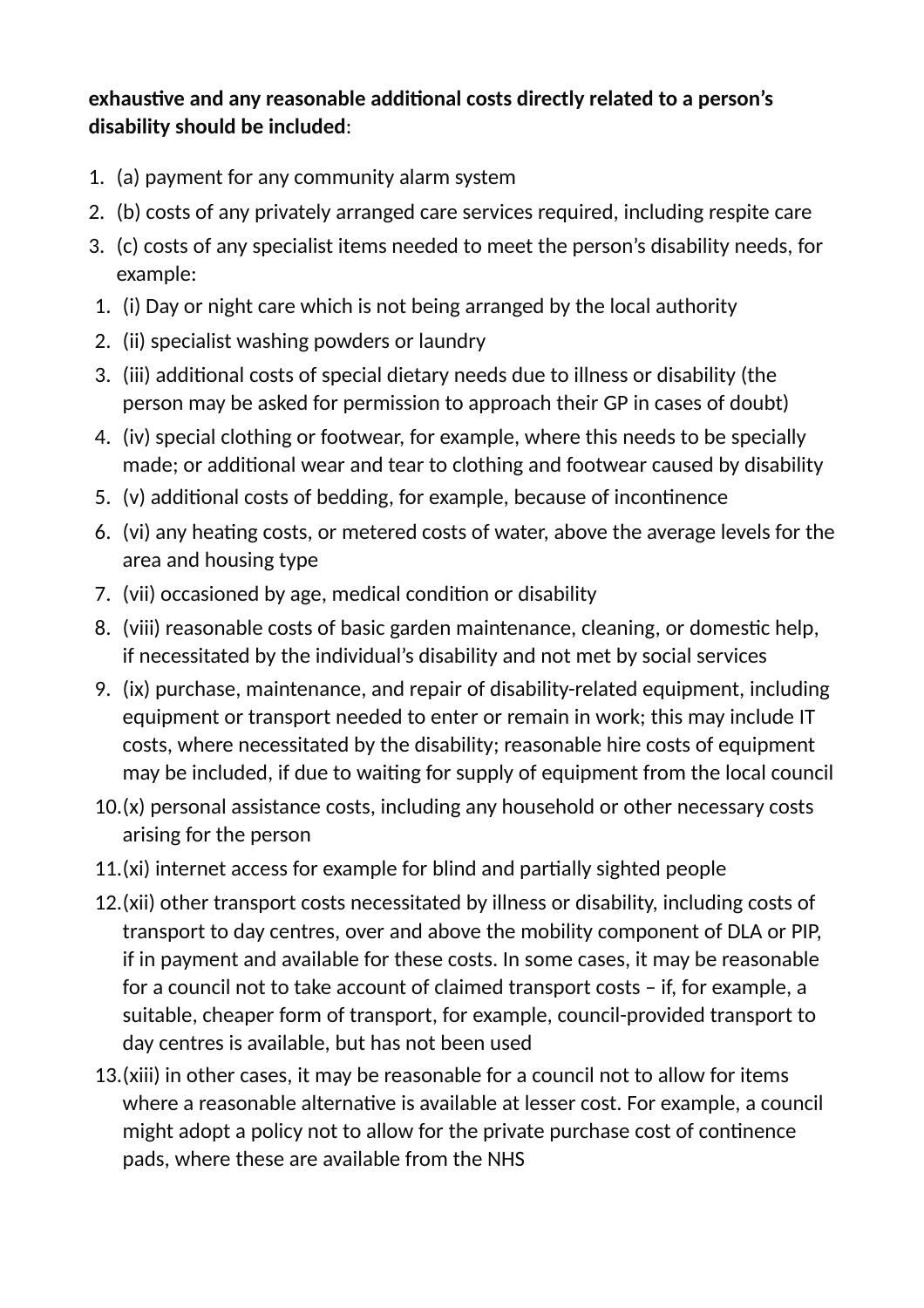**exhaustive and any reasonable additional costs directly related to a person's disability should be included**:

1. (a) payment for any community alarm system
2. (b) costs of any privately arranged care services required, including respite care
3. (c) costs of any specialist items needed to meet the person's disability needs, for example:
    1. (i) Day or night care which is not being arranged by the local authority
    2. (ii) specialist washing powders or laundry
    3. (iii) additional costs of special dietary needs due to illness or disability (the person may be asked for permission to approach their GP in cases of doubt)
    4. (iv) special clothing or footwear, for example, where this needs to be specially made; or additional wear and tear to clothing and footwear caused by disability
    5. (v) additional costs of bedding, for example, because of incontinence
    6. (vi) any heating costs, or metered costs of water, above the average levels for the area and housing type
    7. (vii) occasioned by age, medical condition or disability
    8. (viii) reasonable costs of basic garden maintenance, cleaning, or domestic help, if necessitated by the individual's disability and not met by social services
    9. (ix) purchase, maintenance, and repair of disability-related equipment, including equipment or transport needed to enter or remain in work; this may include IT costs, where necessitated by the disability; reasonable hire costs of equipment may be included, if due to waiting for supply of equipment from the local council
    10. (x) personal assistance costs, including any household or other necessary costs arising for the person
    11. (xi) internet access for example for blind and partially sighted people
    12. (xii) other transport costs necessitated by illness or disability, including costs of transport to day centres, over and above the mobility component of DLA or PIP, if in payment and available for these costs. In some cases, it may be reasonable for a council not to take account of claimed transport costs – if, for example, a suitable, cheaper form of transport, for example, council-provided transport to day centres is available, but has not been used
    13. (xiii) in other cases, it may be reasonable for a council not to allow for items where a reasonable alternative is available at lesser cost. For example, a council might adopt a policy not to allow for the private purchase cost of continence pads, where these are available from the NHS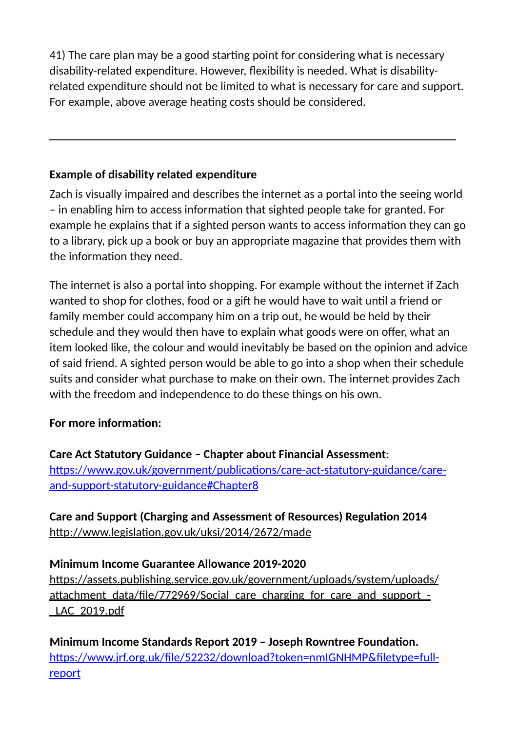41) The care plan may be a good starting point for considering what is necessary disability-related expenditure. However, flexibility is needed. What is disability-related expenditure should not be limited to what is necessary for care and support. For example, above average heating costs should be considered.

---

**Example of disability related expenditure**

Zach is visually impaired and describes the internet as a portal into the seeing world – in enabling him to access information that sighted people take for granted. For example he explains that if a sighted person wants to access information they can go to a library, pick up a book or buy an appropriate magazine that provides them with the information they need.

The internet is also a portal into shopping. For example without the internet if Zach wanted to shop for clothes, food or a gift he would have to wait until a friend or family member could accompany him on a trip out, he would be held by their schedule and they would then have to explain what goods were on offer, what an item looked like, the colour and would inevitably be based on the opinion and advice of said friend. A sighted person would be able to go into a shop when their schedule suits and consider what purchase to make on their own. The internet provides Zach with the freedom and independence to do these things on his own.

**For more information:**

**Care Act Statutory Guidance – Chapter about Financial Assessment**:
[https://www.gov.uk/government/publications/care-act-statutory-guidance/care-and-support-statutory-guidance#Chapter8](https://www.gov.uk/government/publications/care-act-statutory-guidance/care-and-support-statutory-guidance#Chapter8)

**Care and Support (Charging and Assessment of Resources) Regulation 2014**
[http://www.legislation.gov.uk/uksi/2014/2672/made](http://www.legislation.gov.uk/uksi/2014/2672/made)

**Minimum Income Guarantee Allowance 2019-2020**
[https://assets.publishing.service.gov.uk/government/uploads/system/uploads/attachment_data/file/772969/Social_care_charging_for_care_and_support_-_LAC_2019.pdf](https://assets.publishing.service.gov.uk/government/uploads/system/uploads/attachment_data/file/772969/Social_care_charging_for_care_and_support_-_LAC_2019.pdf)

**Minimum Income Standards Report 2019 – Joseph Rowntree Foundation.**
[https://www.jrf.org.uk/file/52232/download?token=nmIGNHMP&filetype=full-report](https://www.jrf.org.uk/file/52232/download?token=nmIGNHMP&filetype=full-report)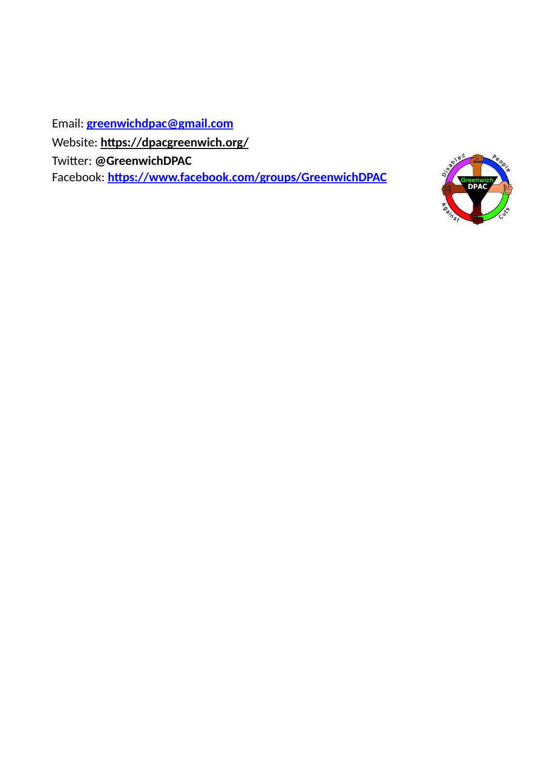Email: **greenwichdpac@gmail.com**
Website: **https://dpacgreenwich.org/**
Twitter: **@GreenwichDPAC**
Facebook: **https://www.facebook.com/groups/GreenwichDPAC**